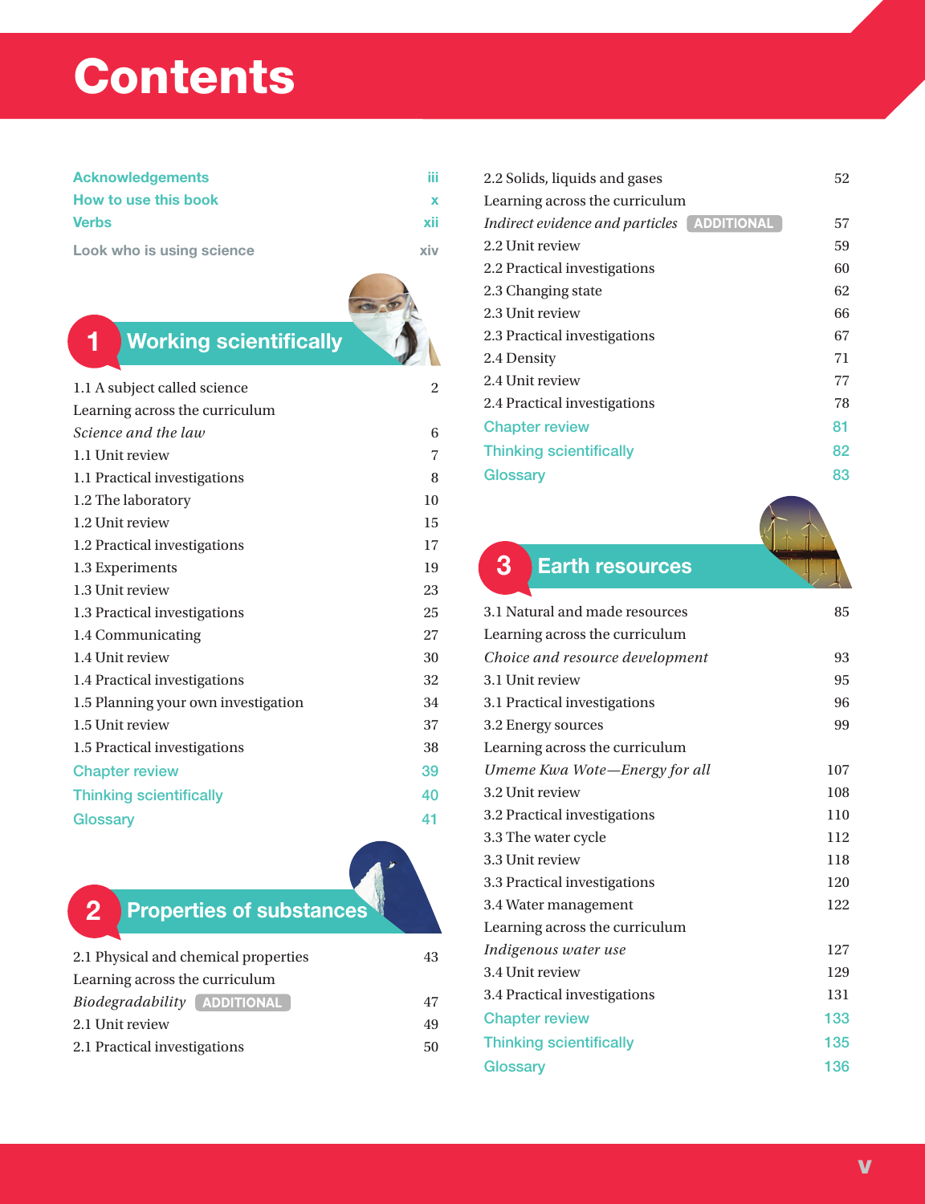# Contents

Acknowledgements iii
How to use this book x
Verbs xii
Look who is using science xiv

## 1 Working scientifically

1.1 A subject called science 2
Learning across the curriculum
*Science and the law* 6
1.1 Unit review 7
1.1 Practical investigations 8
1.2 The laboratory 10
1.2 Unit review 15
1.2 Practical investigations 17
1.3 Experiments 19
1.3 Unit review 23
1.3 Practical investigations 25
1.4 Communicating 27
1.4 Unit review 30
1.4 Practical investigations 32
1.5 Planning your own investigation 34
1.5 Unit review 37
1.5 Practical investigations 38
Chapter review 39
Thinking scientifically 40
Glossary 41

## 2 Properties of substances

2.1 Physical and chemical properties 43
Learning across the curriculum
*Biodegradability* ADDITIONAL 47
2.1 Unit review 49
2.1 Practical investigations 50
2.2 Solids, liquids and gases 52
Learning across the curriculum
*Indirect evidence and particles* ADDITIONAL 57
2.2 Unit review 59
2.2 Practical investigations 60
2.3 Changing state 62
2.3 Unit review 66
2.3 Practical investigations 67
2.4 Density 71
2.4 Unit review 77
2.4 Practical investigations 78
Chapter review 81
Thinking scientifically 82
Glossary 83

## 3 Earth resources

3.1 Natural and made resources 85
Learning across the curriculum
*Choice and resource development* 93
3.1 Unit review 95
3.1 Practical investigations 96
3.2 Energy sources 99
Learning across the curriculum
*Umeme Kwa Wote—Energy for all* 107
3.2 Unit review 108
3.2 Practical investigations 110
3.3 The water cycle 112
3.3 Unit review 118
3.3 Practical investigations 120
3.4 Water management 122
Learning across the curriculum
*Indigenous water use* 127
3.4 Unit review 129
3.4 Practical investigations 131
Chapter review 133
Thinking scientifically 135
Glossary 136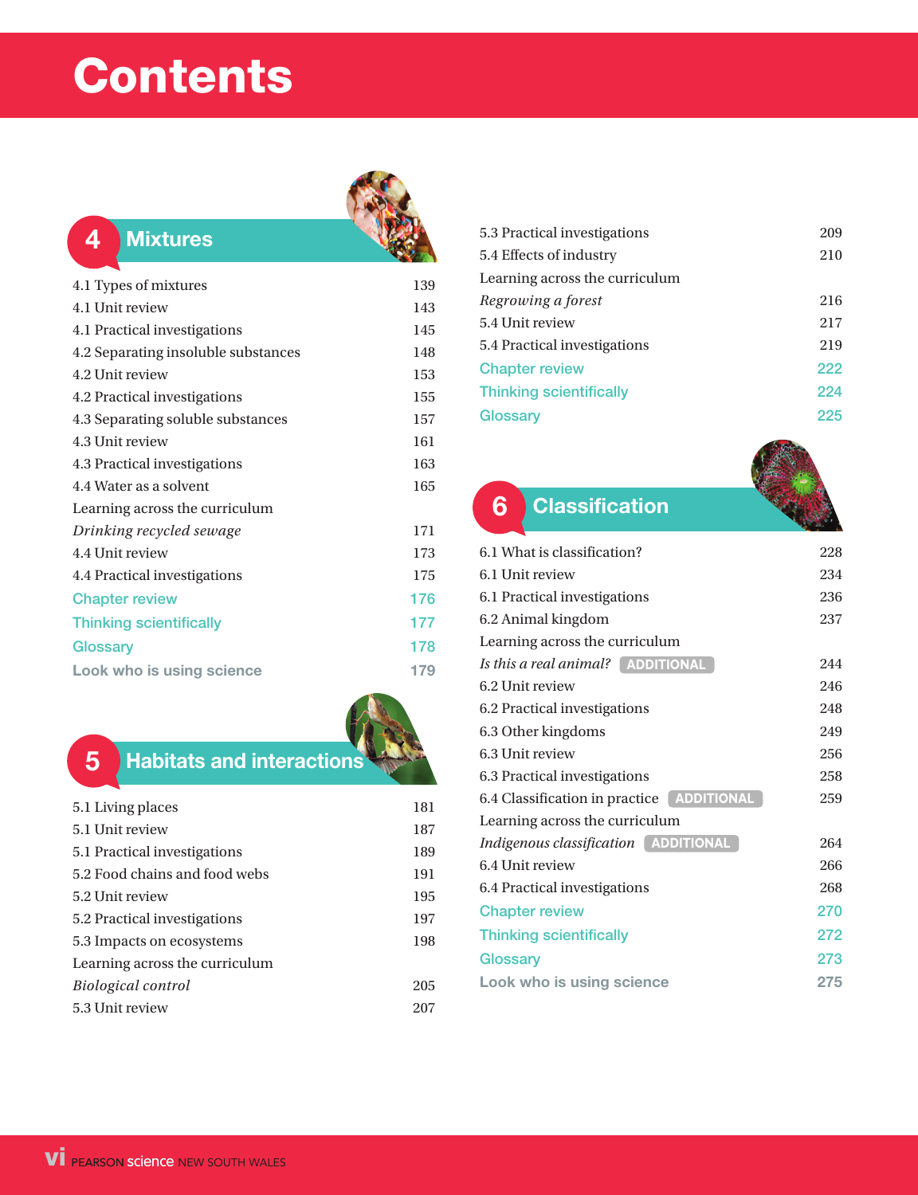# Contents

## 4 Mixtures

| | |
|---|---|
| 4.1 Types of mixtures | 139 |
| 4.1 Unit review | 143 |
| 4.1 Practical investigations | 145 |
| 4.2 Separating insoluble substances | 148 |
| 4.2 Unit review | 153 |
| 4.2 Practical investigations | 155 |
| 4.3 Separating soluble substances | 157 |
| 4.3 Unit review | 161 |
| 4.3 Practical investigations | 163 |
| 4.4 Water as a solvent | 165 |
| Learning across the curriculum | |
| *Drinking recycled sewage* | 171 |
| 4.4 Unit review | 173 |
| 4.4 Practical investigations | 175 |
| Chapter review | 176 |
| Thinking scientifically | 177 |
| Glossary | 178 |
| Look who is using science | 179 |

## 5 Habitats and interactions

| | |
|---|---|
| 5.1 Living places | 181 |
| 5.1 Unit review | 187 |
| 5.1 Practical investigations | 189 |
| 5.2 Food chains and food webs | 191 |
| 5.2 Unit review | 195 |
| 5.2 Practical investigations | 197 |
| 5.3 Impacts on ecosystems | 198 |
| Learning across the curriculum | |
| *Biological control* | 205 |
| 5.3 Unit review | 207 |
| 5.3 Practical investigations | 209 |
| 5.4 Effects of industry | 210 |
| Learning across the curriculum | |
| *Regrowing a forest* | 216 |
| 5.4 Unit review | 217 |
| 5.4 Practical investigations | 219 |
| Chapter review | 222 |
| Thinking scientifically | 224 |
| Glossary | 225 |

## 6 Classification

| | |
|---|---|
| 6.1 What is classification? | 228 |
| 6.1 Unit review | 234 |
| 6.1 Practical investigations | 236 |
| 6.2 Animal kingdom | 237 |
| Learning across the curriculum | |
| *Is this a real animal?* ADDITIONAL | 244 |
| 6.2 Unit review | 246 |
| 6.2 Practical investigations | 248 |
| 6.3 Other kingdoms | 249 |
| 6.3 Unit review | 256 |
| 6.3 Practical investigations | 258 |
| 6.4 Classification in practice ADDITIONAL | 259 |
| Learning across the curriculum | |
| *Indigenous classification* ADDITIONAL | 264 |
| 6.4 Unit review | 266 |
| 6.4 Practical investigations | 268 |
| Chapter review | 270 |
| Thinking scientifically | 272 |
| Glossary | 273 |
| Look who is using science | 275 |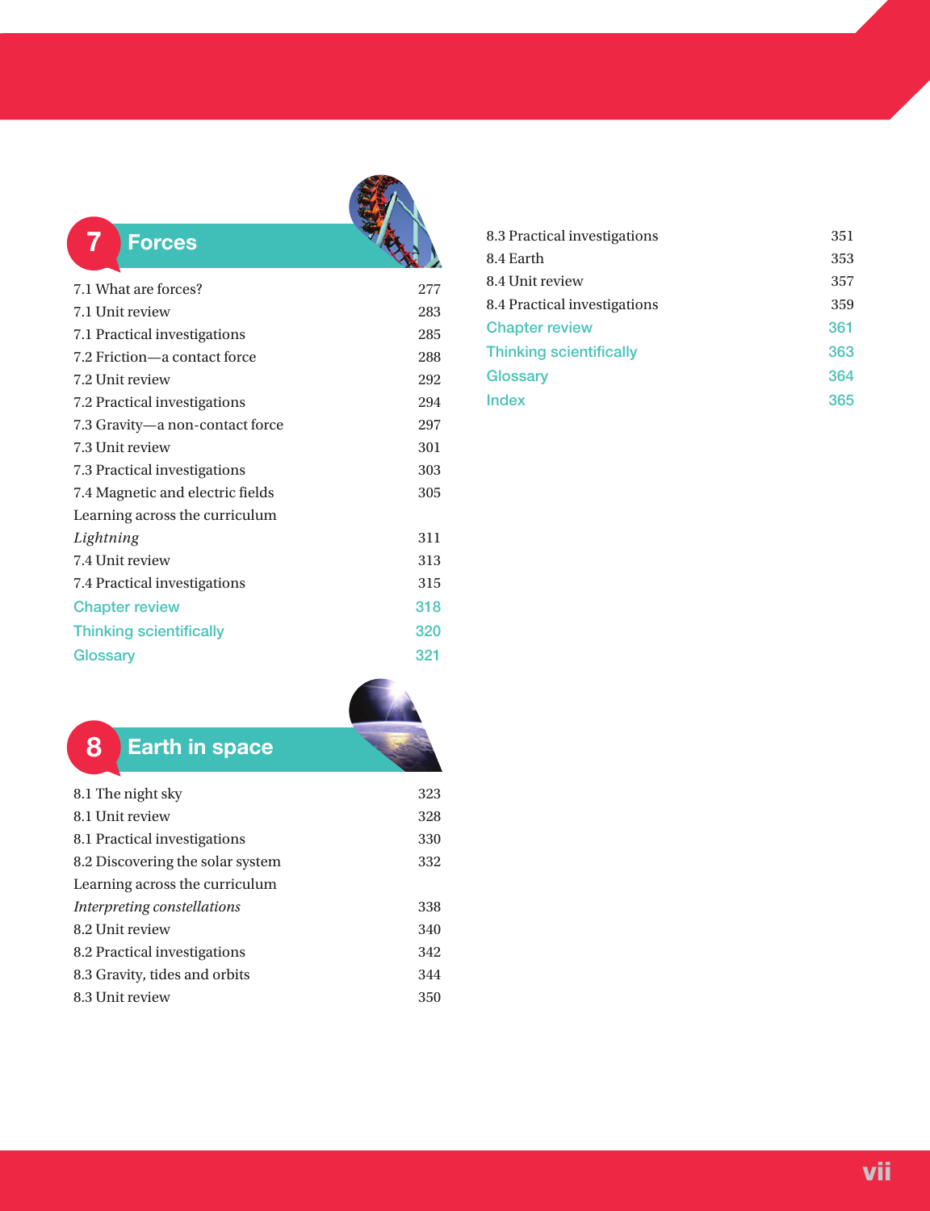## 7 Forces

| | |
|---|---|
| 7.1 What are forces? | 277 |
| 7.1 Unit review | 283 |
| 7.1 Practical investigations | 285 |
| 7.2 Friction—a contact force | 288 |
| 7.2 Unit review | 292 |
| 7.2 Practical investigations | 294 |
| 7.3 Gravity—a non-contact force | 297 |
| 7.3 Unit review | 301 |
| 7.3 Practical investigations | 303 |
| 7.4 Magnetic and electric fields | 305 |
| Learning across the curriculum *Lightning* | 311 |
| 7.4 Unit review | 313 |
| 7.4 Practical investigations | 315 |
| Chapter review | 318 |
| Thinking scientifically | 320 |
| Glossary | 321 |

## 8 Earth in space

| | |
|---|---|
| 8.1 The night sky | 323 |
| 8.1 Unit review | 328 |
| 8.1 Practical investigations | 330 |
| 8.2 Discovering the solar system | 332 |
| Learning across the curriculum *Interpreting constellations* | 338 |
| 8.2 Unit review | 340 |
| 8.2 Practical investigations | 342 |
| 8.3 Gravity, tides and orbits | 344 |
| 8.3 Unit review | 350 |
| 8.3 Practical investigations | 351 |
| 8.4 Earth | 353 |
| 8.4 Unit review | 357 |
| 8.4 Practical investigations | 359 |
| Chapter review | 361 |
| Thinking scientifically | 363 |
| Glossary | 364 |
| Index | 365 |